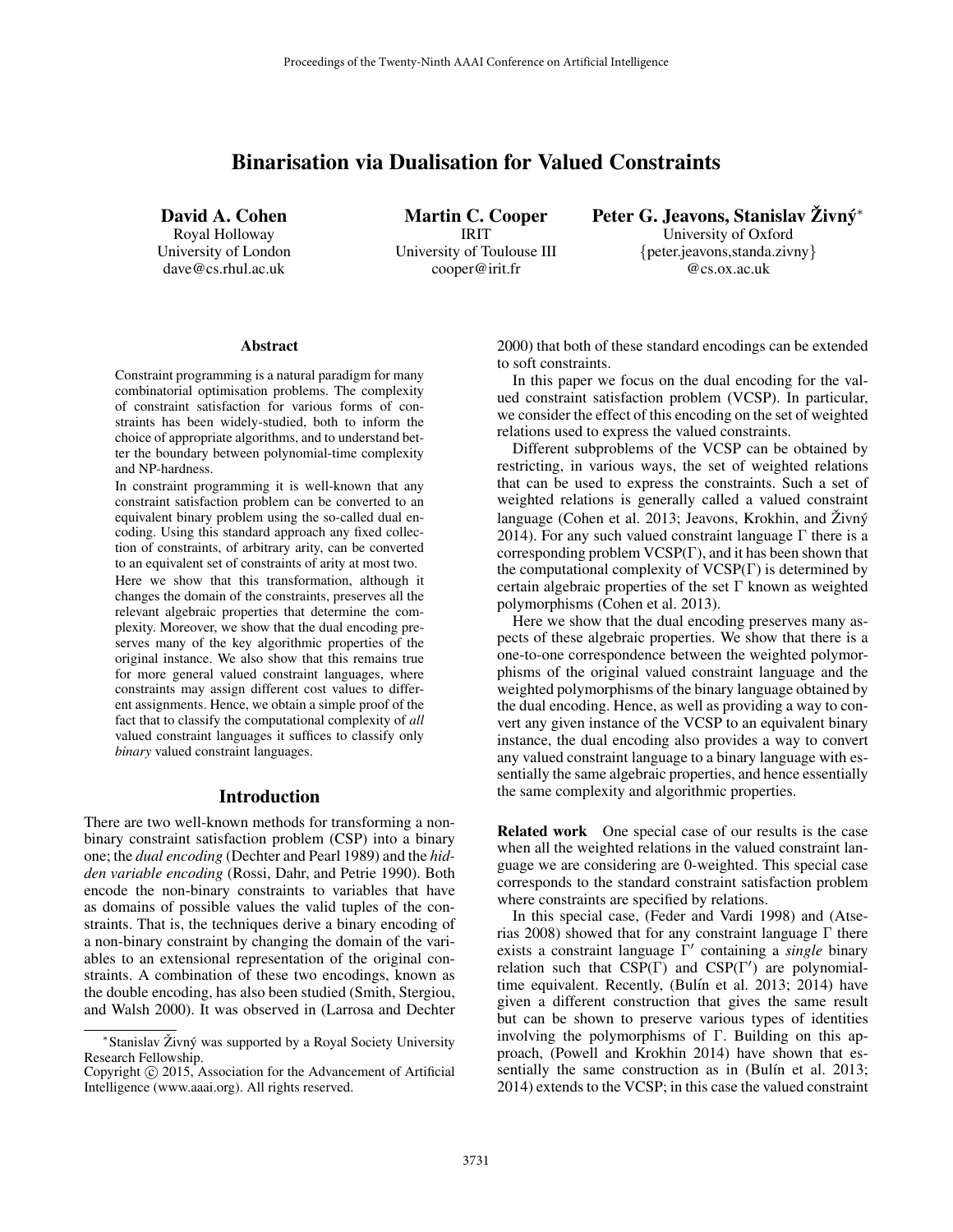# Binarisation via Dualisation for Valued Constraints

**David A. Cohen**
Royal Holloway
University of London
dave@cs.rhul.ac.uk

**Martin C. Cooper**
IRIT
University of Toulouse III
cooper@irit.fr

**Peter G. Jeavons, Stanislav Živný***
University of Oxford
{peter.jeavons,standa.zivny}
@cs.ox.ac.uk

## Abstract

Constraint programming is a natural paradigm for many combinatorial optimisation problems. The complexity of constraint satisfaction for various forms of constraints has been widely-studied, both to inform the choice of appropriate algorithms, and to understand better the boundary between polynomial-time complexity and NP-hardness.

In constraint programming it is well-known that any constraint satisfaction problem can be converted to an equivalent binary problem using the so-called dual encoding. Using this standard approach any fixed collection of constraints, of arbitrary arity, can be converted to an equivalent set of constraints of arity at most two.

Here we show that this transformation, although it changes the domain of the constraints, preserves all the relevant algebraic properties that determine the complexity. Moreover, we show that the dual encoding preserves many of the key algorithmic properties of the original instance. We also show that this remains true for more general valued constraint languages, where constraints may assign different cost values to different assignments. Hence, we obtain a simple proof of the fact that to classify the computational complexity of *all* valued constraint languages it suffices to classify only *binary* valued constraint languages.

## Introduction

There are two well-known methods for transforming a non-binary constraint satisfaction problem (CSP) into a binary one; the *dual encoding* (Dechter and Pearl 1989) and the *hidden variable encoding* (Rossi, Dahr, and Petrie 1990). Both encode the non-binary constraints to variables that have as domains of possible values the valid tuples of the constraints. That is, the techniques derive a binary encoding of a non-binary constraint by changing the domain of the variables to an extensional representation of the original constraints. A combination of these two encodings, known as the double encoding, has also been studied (Smith, Stergiou, and Walsh 2000). It was observed in (Larrosa and Dechter 2000) that both of these standard encodings can be extended to soft constraints.

In this paper we focus on the dual encoding for the valued constraint satisfaction problem (VCSP). In particular, we consider the effect of this encoding on the set of weighted relations used to express the valued constraints.

Different subproblems of the VCSP can be obtained by restricting, in various ways, the set of weighted relations that can be used to express the constraints. Such a set of weighted relations is generally called a valued constraint language (Cohen et al. 2013; Jeavons, Krokhin, and Živný 2014). For any such valued constraint language $\Gamma$ there is a corresponding problem VCSP($\Gamma$), and it has been shown that the computational complexity of VCSP($\Gamma$) is determined by certain algebraic properties of the set $\Gamma$ known as weighted polymorphisms (Cohen et al. 2013).

Here we show that the dual encoding preserves many aspects of these algebraic properties. We show that there is a one-to-one correspondence between the weighted polymorphisms of the original valued constraint language and the weighted polymorphisms of the binary language obtained by the dual encoding. Hence, as well as providing a way to convert any given instance of the VCSP to an equivalent binary instance, the dual encoding also provides a way to convert any valued constraint language to a binary language with essentially the same algebraic properties, and hence essentially the same complexity and algorithmic properties.

**Related work** One special case of our results is the case when all the weighted relations in the valued constraint language we are considering are 0-weighted. This special case corresponds to the standard constraint satisfaction problem where constraints are specified by relations.

In this special case, (Feder and Vardi 1998) and (Atserias 2008) showed that for any constraint language $\Gamma$ there exists a constraint language $\Gamma'$ containing a *single* binary relation such that CSP($\Gamma$) and CSP($\Gamma'$) are polynomial-time equivalent. Recently, (Bulín et al. 2013; 2014) have given a different construction that gives the same result but can be shown to preserve various types of identities involving the polymorphisms of $\Gamma$. Building on this approach, (Powell and Krokhin 2014) have shown that essentially the same construction as in (Bulín et al. 2013; 2014) extends to the VCSP; in this case the valued constraint

*Stanislav Živný was supported by a Royal Society University Research Fellowship.

Copyright © 2015, Association for the Advancement of Artificial Intelligence (www.aaai.org). All rights reserved.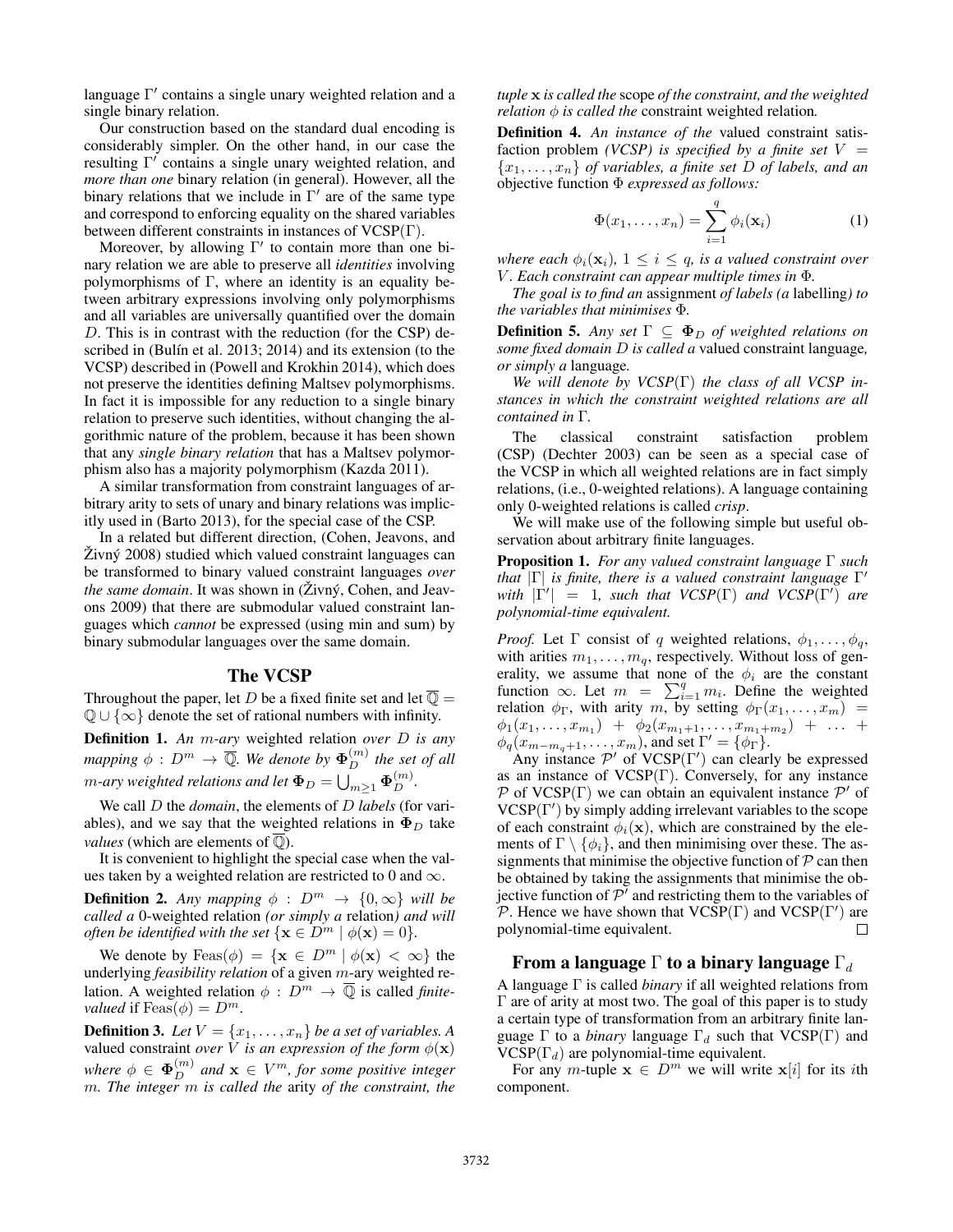language $\Gamma'$ contains a single unary weighted relation and a single binary relation.

Our construction based on the standard dual encoding is considerably simpler. On the other hand, in our case the resulting $\Gamma'$ contains a single unary weighted relation, and *more than one* binary relation (in general). However, all the binary relations that we include in $\Gamma'$ are of the same type and correspond to enforcing equality on the shared variables between different constraints in instances of VCSP($\Gamma$).

Moreover, by allowing $\Gamma'$ to contain more than one binary relation we are able to preserve all *identities* involving polymorphisms of $\Gamma$, where an identity is an equality between arbitrary expressions involving only polymorphisms and all variables are universally quantified over the domain $D$. This is in contrast with the reduction (for the CSP) described in (Bulín et al. 2013; 2014) and its extension (to the VCSP) described in (Powell and Krokhin 2014), which does not preserve the identities defining Maltsev polymorphisms. In fact it is impossible for any reduction to a single binary relation to preserve such identities, without changing the algorithmic nature of the problem, because it has been shown that any *single binary relation* that has a Maltsev polymorphism also has a majority polymorphism (Kazda 2011).

A similar transformation from constraint languages of arbitrary arity to sets of unary and binary relations was implicitly used in (Barto 2013), for the special case of the CSP.

In a related but different direction, (Cohen, Jeavons, and Živný 2008) studied which valued constraint languages can be transformed to binary valued constraint languages *over the same domain*. It was shown in (Živný, Cohen, and Jeavons 2009) that there are submodular valued constraint languages which *cannot* be expressed (using min and sum) by binary submodular languages over the same domain.

## The VCSP

Throughout the paper, let $D$ be a fixed finite set and let $\overline{\mathbb{Q}} = \mathbb{Q} \cup \{\infty\}$ denote the set of rational numbers with infinity.

**Definition 1.** *An $m$-ary* weighted relation *over $D$ is any mapping $\phi : D^m \to \overline{\mathbb{Q}}$. We denote by $\mathbf{\Phi}_D^{(m)}$ the set of all $m$-ary weighted relations and let $\mathbf{\Phi}_D = \bigcup_{m \geq 1} \mathbf{\Phi}_D^{(m)}$.*

We call $D$ the *domain*, the elements of $D$ *labels* (for variables), and we say that the weighted relations in $\mathbf{\Phi}_D$ take *values* (which are elements of $\overline{\mathbb{Q}}$).

It is convenient to highlight the special case when the values taken by a weighted relation are restricted to 0 and $\infty$.

**Definition 2.** *Any mapping $\phi : D^m \to \{0, \infty\}$ will be called a* 0-weighted relation *(or simply a* relation*) and will often be identified with the set $\{\mathbf{x} \in D^m \mid \phi(\mathbf{x}) = 0\}$.*

We denote by $\text{Feas}(\phi) = \{\mathbf{x} \in D^m \mid \phi(\mathbf{x}) < \infty\}$ the underlying *feasibility relation* of a given $m$-ary weighted relation. A weighted relation $\phi : D^m \to \overline{\mathbb{Q}}$ is called *finite-valued* if $\text{Feas}(\phi) = D^m$.

**Definition 3.** *Let $V = \{x_1, \ldots, x_n\}$ be a set of variables. A* valued constraint *over $V$ is an expression of the form $\phi(\mathbf{x})$ where $\phi \in \mathbf{\Phi}_D^{(m)}$ and $\mathbf{x} \in V^m$, for some positive integer $m$. The integer $m$ is called the* arity *of the constraint, the tuple $\mathbf{x}$ is called the* scope *of the constraint, and the weighted relation $\phi$ is called the* constraint weighted relation*.*

**Definition 4.** *An instance of the* valued constraint satisfaction problem *(VCSP) is specified by a finite set $V = \{x_1, \ldots, x_n\}$ of variables, a finite set $D$ of labels, and an* objective function *$\Phi$ expressed as follows:*

$$\Phi(x_1, \ldots, x_n) = \sum_{i=1}^{q} \phi_i(\mathbf{x}_i) \tag{1}$$

*where each $\phi_i(\mathbf{x}_i)$, $1 \leq i \leq q$, is a valued constraint over $V$. Each constraint can appear multiple times in $\Phi$.*

*The goal is to find an* assignment *of labels (a* labelling*) to the variables that minimises $\Phi$.*

**Definition 5.** *Any set $\Gamma \subseteq \mathbf{\Phi}_D$ of weighted relations on some fixed domain $D$ is called a* valued constraint language*, or simply a* language*.*

*We will denote by VCSP($\Gamma$) the class of all VCSP instances in which the constraint weighted relations are all contained in $\Gamma$.*

The classical constraint satisfaction problem (CSP) (Dechter 2003) can be seen as a special case of the VCSP in which all weighted relations are in fact simply relations, (i.e., 0-weighted relations). A language containing only 0-weighted relations is called *crisp*.

We will make use of the following simple but useful observation about arbitrary finite languages.

**Proposition 1.** *For any valued constraint language $\Gamma$ such that $|\Gamma|$ is finite, there is a valued constraint language $\Gamma'$ with $|\Gamma'| = 1$, such that VCSP($\Gamma$) and VCSP($\Gamma'$) are polynomial-time equivalent.*

*Proof.* Let $\Gamma$ consist of $q$ weighted relations, $\phi_1, \ldots, \phi_q$, with arities $m_1, \ldots, m_q$, respectively. Without loss of generality, we assume that none of the $\phi_i$ are the constant function $\infty$. Let $m = \sum_{i=1}^{q} m_i$. Define the weighted relation $\phi_\Gamma$, with arity $m$, by setting $\phi_\Gamma(x_1, \ldots, x_m) = \phi_1(x_1, \ldots, x_{m_1}) + \phi_2(x_{m_1+1}, \ldots, x_{m_1+m_2}) + \ldots + \phi_q(x_{m-m_q+1}, \ldots, x_m)$, and set $\Gamma' = \{\phi_\Gamma\}$.

Any instance $\mathcal{P}'$ of VCSP($\Gamma'$) can clearly be expressed as an instance of VCSP($\Gamma$). Conversely, for any instance $\mathcal{P}$ of VCSP($\Gamma$) we can obtain an equivalent instance $\mathcal{P}'$ of VCSP($\Gamma'$) by simply adding irrelevant variables to the scope of each constraint $\phi_i(\mathbf{x})$, which are constrained by the elements of $\Gamma \setminus \{\phi_i\}$, and then minimising over these. The assignments that minimise the objective function of $\mathcal{P}$ can then be obtained by taking the assignments that minimise the objective function of $\mathcal{P}'$ and restricting them to the variables of $\mathcal{P}$. Hence we have shown that VCSP($\Gamma$) and VCSP($\Gamma'$) are polynomial-time equivalent. $\square$

## From a language $\Gamma$ to a binary language $\Gamma_d$

A language $\Gamma$ is called *binary* if all weighted relations from $\Gamma$ are of arity at most two. The goal of this paper is to study a certain type of transformation from an arbitrary finite language $\Gamma$ to a *binary* language $\Gamma_d$ such that VCSP($\Gamma$) and VCSP($\Gamma_d$) are polynomial-time equivalent.

For any $m$-tuple $\mathbf{x} \in D^m$ we will write $\mathbf{x}[i]$ for its $i$th component.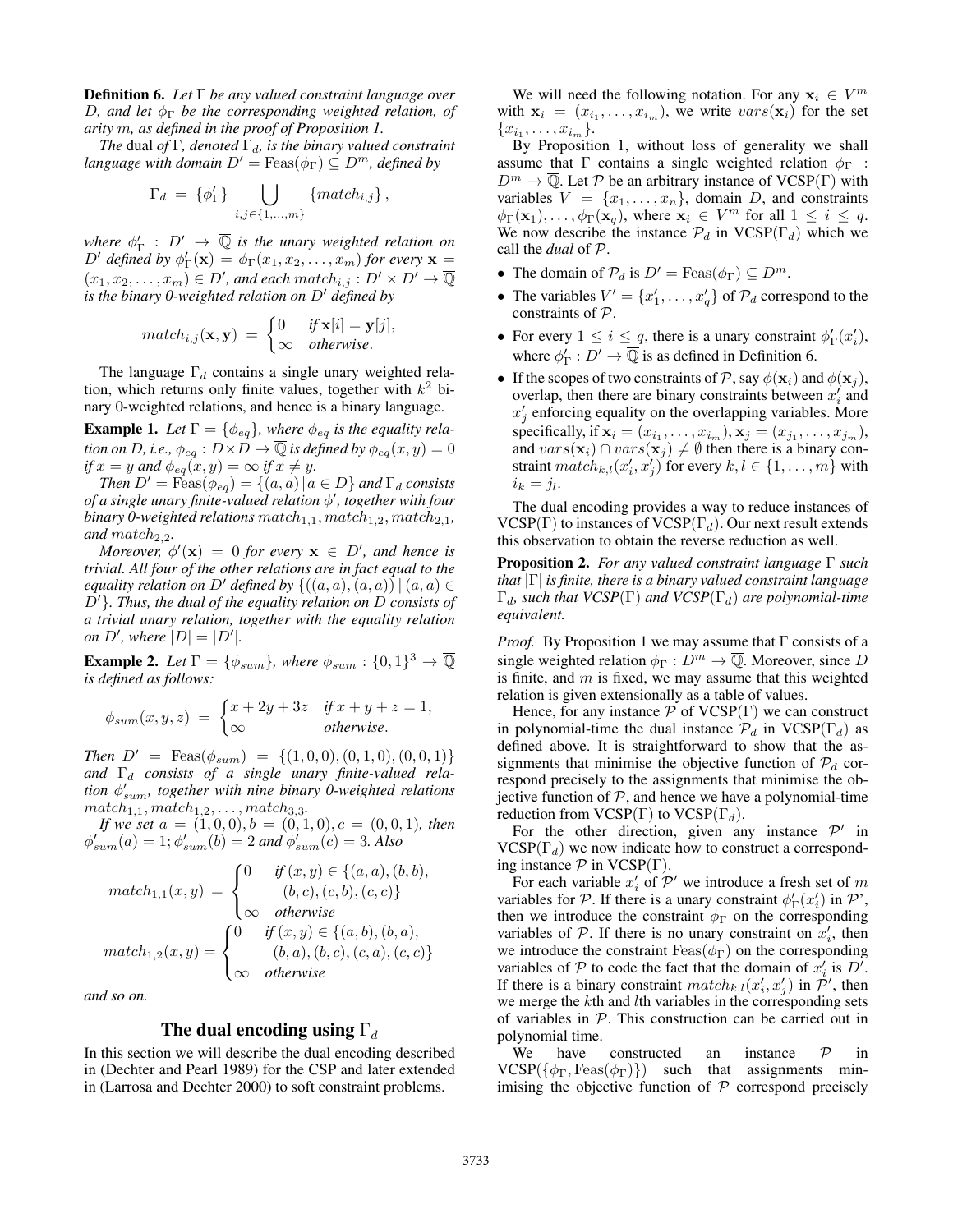**Definition 6.** *Let $\Gamma$ be any valued constraint language over $D$, and let $\phi_\Gamma$ be the corresponding weighted relation, of arity $m$, as defined in the proof of Proposition 1.*

*The* dual *of $\Gamma$, denoted $\Gamma_d$, is the binary valued constraint language with domain $D' = \text{Feas}(\phi_\Gamma) \subseteq D^m$, defined by*

$$\Gamma_d = \{\phi'_\Gamma\} \bigcup_{i,j \in \{1,\ldots,m\}} \{match_{i,j}\},$$

*where $\phi'_\Gamma : D' \to \overline{\mathbb{Q}}$ is the unary weighted relation on $D'$ defined by $\phi'_\Gamma(\mathbf{x}) = \phi_\Gamma(x_1, x_2, \ldots, x_m)$ for every $\mathbf{x} = (x_1, x_2, \ldots, x_m) \in D'$, and each $match_{i,j} : D' \times D' \to \overline{\mathbb{Q}}$ is the binary 0-weighted relation on $D'$ defined by*

$$match_{i,j}(\mathbf{x}, \mathbf{y}) = \begin{cases} 0 & \text{if } \mathbf{x}[i] = \mathbf{y}[j], \\ \infty & \text{otherwise}. \end{cases}$$

The language $\Gamma_d$ contains a single unary weighted relation, which returns only finite values, together with $k^2$ binary 0-weighted relations, and hence is a binary language.

**Example 1.** *Let $\Gamma = \{\phi_{eq}\}$, where $\phi_{eq}$ is the equality relation on $D$, i.e., $\phi_{eq} : D \times D \to \overline{\mathbb{Q}}$ is defined by $\phi_{eq}(x, y) = 0$ if $x = y$ and $\phi_{eq}(x, y) = \infty$ if $x \neq y$.*

*Then $D' = \text{Feas}(\phi_{eq}) = \{(a, a) \mid a \in D\}$ and $\Gamma_d$ consists of a single unary finite-valued relation $\phi'$, together with four binary 0-weighted relations $match_{1,1}, match_{1,2}, match_{2,1}$, and $match_{2,2}$.*

*Moreover, $\phi'(\mathbf{x}) = 0$ for every $\mathbf{x} \in D'$, and hence is trivial. All four of the other relations are in fact equal to the equality relation on $D'$ defined by $\{((a, a), (a, a)) \mid (a, a) \in D'\}$. Thus, the dual of the equality relation on $D$ consists of a trivial unary relation, together with the equality relation on $D'$, where $|D| = |D'|$.*

**Example 2.** *Let $\Gamma = \{\phi_{sum}\}$, where $\phi_{sum} : \{0, 1\}^3 \to \overline{\mathbb{Q}}$ is defined as follows:*

$$\phi_{sum}(x, y, z) = \begin{cases} x + 2y + 3z & \text{if } x + y + z = 1, \\ \infty & \text{otherwise}. \end{cases}$$

*Then $D' = \text{Feas}(\phi_{sum}) = \{(1, 0, 0), (0, 1, 0), (0, 0, 1)\}$ and $\Gamma_d$ consists of a single unary finite-valued relation $\phi'_{sum}$, together with nine binary 0-weighted relations $match_{1,1}, match_{1,2}, \ldots, match_{3,3}$.*

*If we set $a = (1, 0, 0), b = (0, 1, 0), c = (0, 0, 1)$, then $\phi'_{sum}(a) = 1$; $\phi'_{sum}(b) = 2$ and $\phi'_{sum}(c) = 3$. Also*

$$match_{1,1}(x, y) = \begin{cases} 0 & \text{if } (x, y) \in \{(a, a), (b, b), \\ & \quad (b, c), (c, b), (c, c)\} \\ \infty & \text{otherwise} \end{cases}$$

$$match_{1,2}(x, y) = \begin{cases} 0 & \text{if } (x, y) \in \{(a, b), (b, a), \\ & \quad (b, a), (b, c), (c, a), (c, c)\} \\ \infty & \text{otherwise} \end{cases}$$

*and so on.*

## The dual encoding using $\Gamma_d$

In this section we will describe the dual encoding described in (Dechter and Pearl 1989) for the CSP and later extended in (Larrosa and Dechter 2000) to soft constraint problems.

We will need the following notation. For any $\mathbf{x}_i \in V^m$ with $\mathbf{x}_i = (x_{i_1}, \ldots, x_{i_m})$, we write $vars(\mathbf{x}_i)$ for the set $\{x_{i_1}, \ldots, x_{i_m}\}$.

By Proposition 1, without loss of generality we shall assume that $\Gamma$ contains a single weighted relation $\phi_\Gamma : D^m \to \overline{\mathbb{Q}}$. Let $\mathcal{P}$ be an arbitrary instance of VCSP($\Gamma$) with variables $V = \{x_1, \ldots, x_n\}$, domain $D$, and constraints $\phi_\Gamma(\mathbf{x}_1), \ldots, \phi_\Gamma(\mathbf{x}_q)$, where $\mathbf{x}_i \in V^m$ for all $1 \leq i \leq q$. We now describe the instance $\mathcal{P}_d$ in VCSP($\Gamma_d$) which we call the *dual* of $\mathcal{P}$.

- The domain of $\mathcal{P}_d$ is $D' = \text{Feas}(\phi_\Gamma) \subseteq D^m$.
- The variables $V' = \{x'_1, \ldots, x'_q\}$ of $\mathcal{P}_d$ correspond to the constraints of $\mathcal{P}$.
- For every $1 \leq i \leq q$, there is a unary constraint $\phi'_\Gamma(x'_i)$, where $\phi'_\Gamma : D' \to \overline{\mathbb{Q}}$ is as defined in Definition 6.
- If the scopes of two constraints of $\mathcal{P}$, say $\phi(\mathbf{x}_i)$ and $\phi(\mathbf{x}_j)$, overlap, then there are binary constraints between $x'_i$ and $x'_j$ enforcing equality on the overlapping variables. More specifically, if $\mathbf{x}_i = (x_{i_1}, \ldots, x_{i_m}), \mathbf{x}_j = (x_{j_1}, \ldots, x_{j_m})$, and $vars(\mathbf{x}_i) \cap vars(\mathbf{x}_j) \neq \emptyset$ then there is a binary constraint $match_{k,l}(x'_i, x'_j)$ for every $k, l \in \{1, \ldots, m\}$ with $i_k = j_l$.

The dual encoding provides a way to reduce instances of VCSP($\Gamma$) to instances of VCSP($\Gamma_d$). Our next result extends this observation to obtain the reverse reduction as well.

**Proposition 2.** *For any valued constraint language $\Gamma$ such that $|\Gamma|$ is finite, there is a binary valued constraint language $\Gamma_d$, such that VCSP($\Gamma$) and VCSP($\Gamma_d$) are polynomial-time equivalent.*

*Proof.* By Proposition 1 we may assume that $\Gamma$ consists of a single weighted relation $\phi_\Gamma : D^m \to \overline{\mathbb{Q}}$. Moreover, since $D$ is finite, and $m$ is fixed, we may assume that this weighted relation is given extensionally as a table of values.

Hence, for any instance $\mathcal{P}$ of VCSP($\Gamma$) we can construct in polynomial-time the dual instance $\mathcal{P}_d$ in VCSP($\Gamma_d$) as defined above. It is straightforward to show that the assignments that minimise the objective function of $\mathcal{P}_d$ correspond precisely to the assignments that minimise the objective function of $\mathcal{P}$, and hence we have a polynomial-time reduction from VCSP($\Gamma$) to VCSP($\Gamma_d$).

For the other direction, given any instance $\mathcal{P}'$ in VCSP($\Gamma_d$) we now indicate how to construct a corresponding instance $\mathcal{P}$ in VCSP($\Gamma$).

For each variable $x'_i$ of $\mathcal{P}'$ we introduce a fresh set of $m$ variables for $\mathcal{P}$. If there is a unary constraint $\phi'_\Gamma(x'_i)$ in $\mathcal{P}$', then we introduce the constraint $\phi_\Gamma$ on the corresponding variables of $\mathcal{P}$. If there is no unary constraint on $x'_i$, then we introduce the constraint $\text{Feas}(\phi_\Gamma)$ on the corresponding variables of $\mathcal{P}$ to code the fact that the domain of $x'_i$ is $D'$. If there is a binary constraint $match_{k,l}(x'_i, x'_j)$ in $\mathcal{P}'$, then we merge the $k$th and $l$th variables in the corresponding sets of variables in $\mathcal{P}$. This construction can be carried out in polynomial time.

We have constructed an instance $\mathcal{P}$ in VCSP($\{\phi_\Gamma, \text{Feas}(\phi_\Gamma)\}$) such that assignments minimising the objective function of $\mathcal{P}$ correspond precisely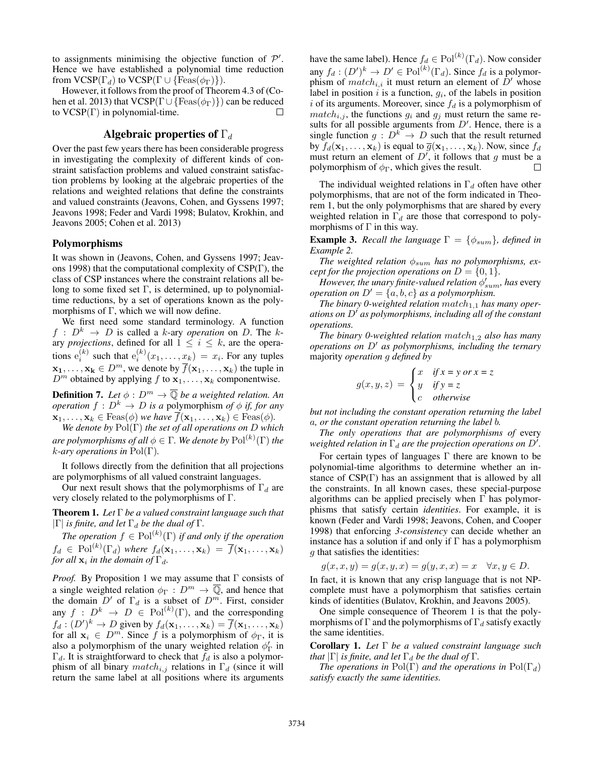to assignments minimising the objective function of $\mathcal{P}'$. Hence we have established a polynomial time reduction from VCSP($\Gamma_d$) to VCSP($\Gamma \cup \{\text{Feas}(\phi_\Gamma)\}$).

However, it follows from the proof of Theorem 4.3 of (Cohen et al. 2013) that VCSP($\Gamma \cup \{\text{Feas}(\phi_\Gamma)\}$) can be reduced to VCSP($\Gamma$) in polynomial-time. $\square$

## Algebraic properties of $\Gamma_d$

Over the past few years there has been considerable progress in investigating the complexity of different kinds of constraint satisfaction problems and valued constraint satisfaction problems by looking at the algebraic properties of the relations and weighted relations that define the constraints and valued constraints (Jeavons, Cohen, and Gyssens 1997; Jeavons 1998; Feder and Vardi 1998; Bulatov, Krokhin, and Jeavons 2005; Cohen et al. 2013)

### Polymorphisms

It was shown in (Jeavons, Cohen, and Gyssens 1997; Jeavons 1998) that the computational complexity of CSP($\Gamma$), the class of CSP instances where the constraint relations all belong to some fixed set $\Gamma$, is determined, up to polynomial-time reductions, by a set of operations known as the polymorphisms of $\Gamma$, which we will now define.

We first need some standard terminology. A function $f : D^k \rightarrow D$ is called a $k$-ary *operation* on $D$. The $k$-ary *projections*, defined for all $1 \leq i \leq k$, are the operations $\mathrm{e}_i^{(k)}$ such that $\mathrm{e}_i^{(k)}(x_1, \ldots, x_k) = x_i$. For any tuples $\mathbf{x_1}, \ldots, \mathbf{x_k} \in D^m$, we denote by $\overline{f}(\mathbf{x_1}, \ldots, \mathbf{x_k})$ the tuple in $D^m$ obtained by applying $f$ to $\mathbf{x}_1, \ldots, \mathbf{x}_k$ componentwise.

**Definition 7.** *Let $\phi : D^m \rightarrow \overline{\mathbb{Q}}$ be a weighted relation. An operation $f : D^k \rightarrow D$ is a* polymorphism *of $\phi$ if, for any $\mathbf{x}_1, \ldots, \mathbf{x}_k \in \text{Feas}(\phi)$ we have $\overline{f}(\mathbf{x}_1, \ldots, \mathbf{x}_k) \in \text{Feas}(\phi)$.*

*We denote by $\text{Pol}(\Gamma)$ the set of all operations on $D$ which are polymorphisms of all $\phi \in \Gamma$. We denote by $\text{Pol}^{(k)}(\Gamma)$ the $k$-ary operations in $\text{Pol}(\Gamma)$.*

It follows directly from the definition that all projections are polymorphisms of all valued constraint languages.

Our next result shows that the polymorphisms of $\Gamma_d$ are very closely related to the polymorphisms of $\Gamma$.

**Theorem 1.** *Let $\Gamma$ be a valued constraint language such that $|\Gamma|$ is finite, and let $\Gamma_d$ be the dual of $\Gamma$.*

*The operation $f \in \text{Pol}^{(k)}(\Gamma)$ if and only if the operation $f_d \in \text{Pol}^{(k)}(\Gamma_d)$ where $f_d(\mathbf{x}_1, \ldots, \mathbf{x}_k) = \overline{f}(\mathbf{x}_1, \ldots, \mathbf{x}_k)$ for all $\mathbf{x}_i$ in the domain of $\Gamma_d$.*

*Proof.* By Proposition 1 we may assume that $\Gamma$ consists of a single weighted relation $\phi_\Gamma : D^m \rightarrow \overline{\mathbb{Q}}$, and hence that the domain $D'$ of $\Gamma_d$ is a subset of $D^m$. First, consider any $f : D^k \rightarrow D \in \text{Pol}^{(k)}(\Gamma)$, and the corresponding $f_d : (D')^k \rightarrow D$ given by $f_d(\mathbf{x}_1, \ldots, \mathbf{x}_k) = \overline{f}(\mathbf{x}_1, \ldots, \mathbf{x}_k)$ for all $\mathbf{x}_i \in D^m$. Since $f$ is a polymorphism of $\phi_\Gamma$, it is also a polymorphism of the unary weighted relation $\phi'_\Gamma$ in $\Gamma_d$. It is straightforward to check that $f_d$ is also a polymorphism of all binary $match_{i,j}$ relations in $\Gamma_d$ (since it will return the same label at all positions where its arguments have the same label). Hence $f_d \in \text{Pol}^{(k)}(\Gamma_d)$. Now consider any $f_d : (D')^k \rightarrow D' \in \text{Pol}^{(k)}(\Gamma_d)$. Since $f_d$ is a polymorphism of $match_{i,i}$ it must return an element of $D'$ whose label in position $i$ is a function, $g_i$, of the labels in position $i$ of its arguments. Moreover, since $f_d$ is a polymorphism of $match_{i,j}$, the functions $g_i$ and $g_j$ must return the same results for all possible arguments from $D'$. Hence, there is a single function $g : D^k \rightarrow D$ such that the result returned by $f_d(\mathbf{x}_1, \ldots, \mathbf{x}_k)$ is equal to $\overline{g}(\mathbf{x}_1, \ldots, \mathbf{x}_k)$. Now, since $f_d$ must return an element of $D'$, it follows that $g$ must be a polymorphism of $\phi_\Gamma$, which gives the result. $\square$

The individual weighted relations in $\Gamma_d$ often have other polymorphisms, that are not of the form indicated in Theorem 1, but the only polymorphisms that are shared by every weighted relation in $\Gamma_d$ are those that correspond to polymorphisms of $\Gamma$ in this way.

**Example 3.** *Recall the language $\Gamma = \{\phi_{sum}\}$, defined in Example 2.*

*The weighted relation $\phi_{sum}$ has no polymorphisms, except for the projection operations on $D = \{0, 1\}$.*

*However, the unary finite-valued relation $\phi'_{sum}$, has* every *operation on $D' = \{a, b, c\}$ as a polymorphism.*

*The binary 0-weighted relation $match_{1,1}$ has many operations on $D'$ as polymorphisms, including all of the constant operations.*

*The binary 0-weighted relation $match_{1,2}$ also has many operations on $D'$ as polymorphisms, including the ternary* majority *operation $g$ defined by*

$$g(x, y, z) = \begin{cases} x & \text{if } x = y \text{ or } x = z \\ y & \text{if } y = z \\ c & \text{otherwise} \end{cases}$$

*but not including the constant operation returning the label $a$, or the constant operation returning the label $b$.*

*The only operations that are polymorphisms of* every *weighted relation in $\Gamma_d$ are the projection operations on $D'$.*

For certain types of languages $\Gamma$ there are known to be polynomial-time algorithms to determine whether an instance of CSP($\Gamma$) has an assignment that is allowed by all the constraints. In all known cases, these special-purpose algorithms can be applied precisely when $\Gamma$ has polymorphisms that satisfy certain *identities*. For example, it is known (Feder and Vardi 1998; Jeavons, Cohen, and Cooper 1998) that enforcing *3-consistency* can decide whether an instance has a solution if and only if $\Gamma$ has a polymorphism $g$ that satisfies the identities:

$$g(x, x, y) = g(x, y, x) = g(y, x, x) = x \quad \forall x, y \in D.$$

In fact, it is known that any crisp language that is not NP-complete must have a polymorphism that satisfies certain kinds of identities (Bulatov, Krokhin, and Jeavons 2005).

One simple consequence of Theorem 1 is that the polymorphisms of $\Gamma$ and the polymorphisms of $\Gamma_d$ satisfy exactly the same identities.

**Corollary 1.** *Let $\Gamma$ be a valued constraint language such that $|\Gamma|$ is finite, and let $\Gamma_d$ be the dual of $\Gamma$.*

*The operations in $\text{Pol}(\Gamma)$ and the operations in $\text{Pol}(\Gamma_d)$ satisfy exactly the same identities.*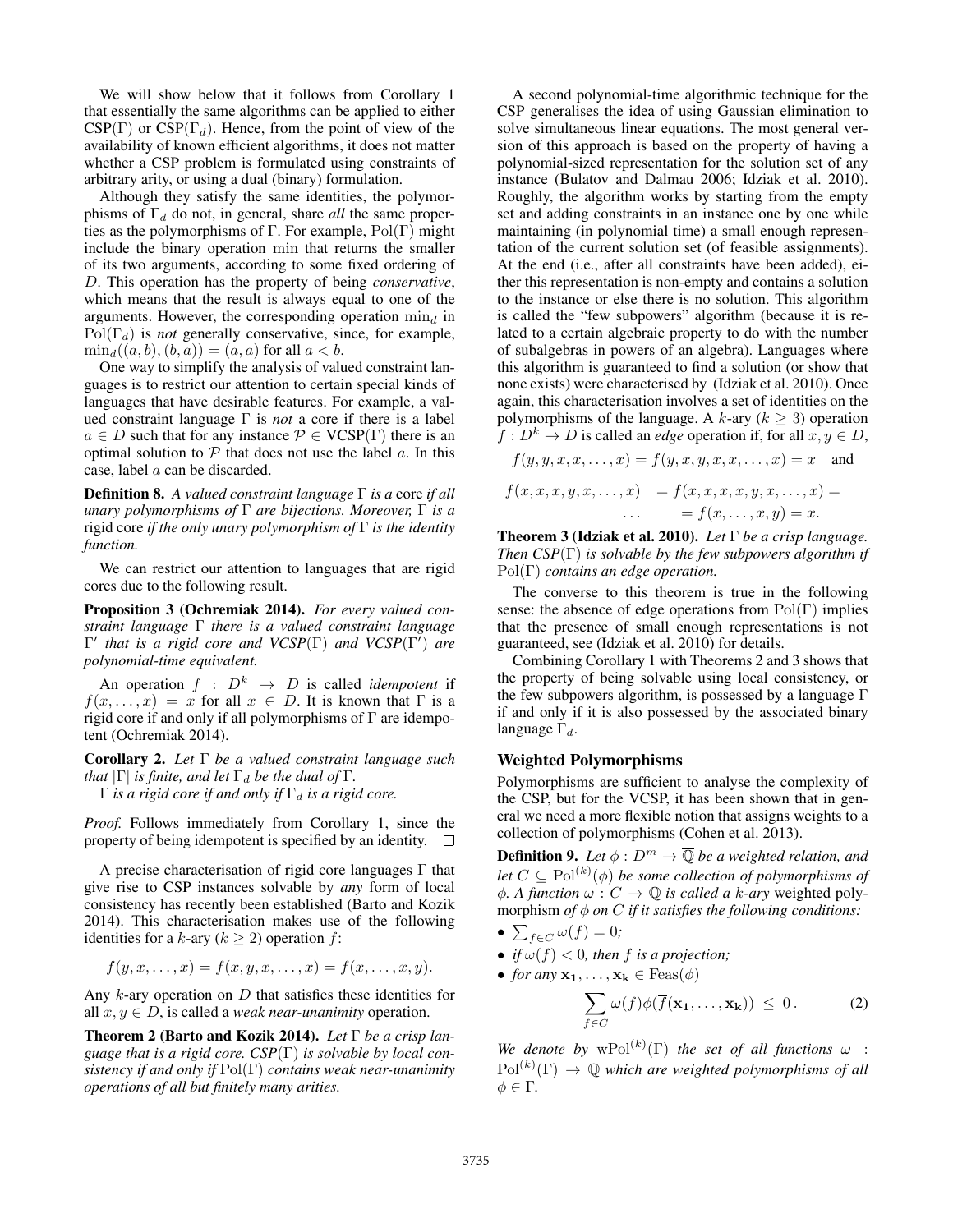We will show below that it follows from Corollary 1 that essentially the same algorithms can be applied to either $\mathrm{CSP}(\Gamma)$ or $\mathrm{CSP}(\Gamma_d)$. Hence, from the point of view of the availability of known efficient algorithms, it does not matter whether a CSP problem is formulated using constraints of arbitrary arity, or using a dual (binary) formulation.

Although they satisfy the same identities, the polymorphisms of $\Gamma_d$ do not, in general, share *all* the same properties as the polymorphisms of $\Gamma$. For example, $\mathrm{Pol}(\Gamma)$ might include the binary operation min that returns the smaller of its two arguments, according to some fixed ordering of $D$. This operation has the property of being *conservative*, which means that the result is always equal to one of the arguments. However, the corresponding operation $\min_d$ in $\mathrm{Pol}(\Gamma_d)$ is *not* generally conservative, since, for example, $\min_d((a,b),(b,a)) = (a,a)$ for all $a < b$.

One way to simplify the analysis of valued constraint languages is to restrict our attention to certain special kinds of languages that have desirable features. For example, a valued constraint language $\Gamma$ is *not* a core if there is a label $a \in D$ such that for any instance $\mathcal{P} \in \mathrm{VCSP}(\Gamma)$ there is an optimal solution to $\mathcal{P}$ that does not use the label $a$. In this case, label $a$ can be discarded.

**Definition 8.** *A valued constraint language $\Gamma$ is a* core *if all unary polymorphisms of $\Gamma$ are bijections. Moreover, $\Gamma$ is a* rigid core *if the only unary polymorphism of $\Gamma$ is the identity function.*

We can restrict our attention to languages that are rigid cores due to the following result.

**Proposition 3 (Ochremiak 2014).** *For every valued constraint language $\Gamma$ there is a valued constraint language $\Gamma'$ that is a rigid core and $VCSP(\Gamma)$ and $VCSP(\Gamma')$ are polynomial-time equivalent.*

An operation $f : D^k \to D$ is called *idempotent* if $f(x, \ldots, x) = x$ for all $x \in D$. It is known that $\Gamma$ is a rigid core if and only if all polymorphisms of $\Gamma$ are idempotent (Ochremiak 2014).

**Corollary 2.** *Let $\Gamma$ be a valued constraint language such that $|\Gamma|$ is finite, and let $\Gamma_d$ be the dual of $\Gamma$.*

*$\Gamma$ is a rigid core if and only if $\Gamma_d$ is a rigid core.*

*Proof.* Follows immediately from Corollary 1, since the property of being idempotent is specified by an identity. $\square$

A precise characterisation of rigid core languages $\Gamma$ that give rise to CSP instances solvable by *any* form of local consistency has recently been established (Barto and Kozik 2014). This characterisation makes use of the following identities for a $k$-ary ($k \geq 2$) operation $f$:

$$f(y, x, \ldots, x) = f(x, y, \ldots, x) = f(x, \ldots, x, y).$$

Any $k$-ary operation on $D$ that satisfies these identities for all $x, y \in D$, is called a *weak near-unanimity* operation.

**Theorem 2 (Barto and Kozik 2014).** *Let $\Gamma$ be a crisp language that is a rigid core. $CSP(\Gamma)$ is solvable by local consistency if and only if $\mathrm{Pol}(\Gamma)$ contains weak near-unanimity operations of all but finitely many arities.*

A second polynomial-time algorithmic technique for the CSP generalises the idea of using Gaussian elimination to solve simultaneous linear equations. The most general version of this approach is based on the property of having a polynomial-sized representation for the solution set of any instance (Bulatov and Dalmau 2006; Idziak et al. 2010). Roughly, the algorithm works by starting from the empty set and adding constraints in an instance one by one while maintaining (in polynomial time) a small enough representation of the current solution set (of feasible assignments). At the end (i.e., after all constraints have been added), either this representation is non-empty and contains a solution to the instance or else there is no solution. This algorithm is called the "few subpowers" algorithm (because it is related to a certain algebraic property to do with the number of subalgebras in powers of an algebra). Languages where this algorithm is guaranteed to find a solution (or show that none exists) were characterised by (Idziak et al. 2010). Once again, this characterisation involves a set of identities on the polymorphisms of the language. A $k$-ary ($k \geq 3$) operation $f : D^k \to D$ is called an *edge* operation if, for all $x, y \in D$,

$$f(y, y, x, x, \ldots, x) = f(y, x, y, x, x, \ldots, x) = x \quad \text{and}$$

$$\begin{aligned} f(x, x, x, y, x, \ldots, x) &= f(x, x, x, x, y, x, \ldots, x) = \\ \ldots &= f(x, \ldots, x, y) = x. \end{aligned}$$

**Theorem 3 (Idziak et al. 2010).** *Let $\Gamma$ be a crisp language. Then $CSP(\Gamma)$ is solvable by the few subpowers algorithm if $\mathrm{Pol}(\Gamma)$ contains an edge operation.*

The converse to this theorem is true in the following sense: the absence of edge operations from $\mathrm{Pol}(\Gamma)$ implies that the presence of small enough representations is not guaranteed, see (Idziak et al. 2010) for details.

Combining Corollary 1 with Theorems 2 and 3 shows that the property of being solvable using local consistency, or the few subpowers algorithm, is possessed by a language $\Gamma$ if and only if it is also possessed by the associated binary language $\Gamma_d$.

## Weighted Polymorphisms

Polymorphisms are sufficient to analyse the complexity of the CSP, but for the VCSP, it has been shown that in general we need a more flexible notion that assigns weights to a collection of polymorphisms (Cohen et al. 2013).

**Definition 9.** *Let $\phi : D^m \to \overline{\mathbb{Q}}$ be a weighted relation, and let $C \subseteq \mathrm{Pol}^{(k)}(\phi)$ be some collection of polymorphisms of $\phi$. A function $\omega : C \to \mathbb{Q}$ is called a $k$-ary* weighted polymorphism *of $\phi$ on $C$ if it satisfies the following conditions:*

- $\sum_{f \in C} \omega(f) = 0$*;*
- *if $\omega(f) < 0$, then $f$ is a projection;*
- *for any $\mathbf{x_1}, \ldots, \mathbf{x_k} \in \mathrm{Feas}(\phi)$*

$$\sum_{f \in C} \omega(f) \phi(\overline{f}(\mathbf{x_1}, \ldots, \mathbf{x_k})) \leq 0\,. \tag{2}$$

*We denote by $\mathrm{wPol}^{(k)}(\Gamma)$ the set of all functions $\omega : \mathrm{Pol}^{(k)}(\Gamma) \to \mathbb{Q}$ which are weighted polymorphisms of all $\phi \in \Gamma$.*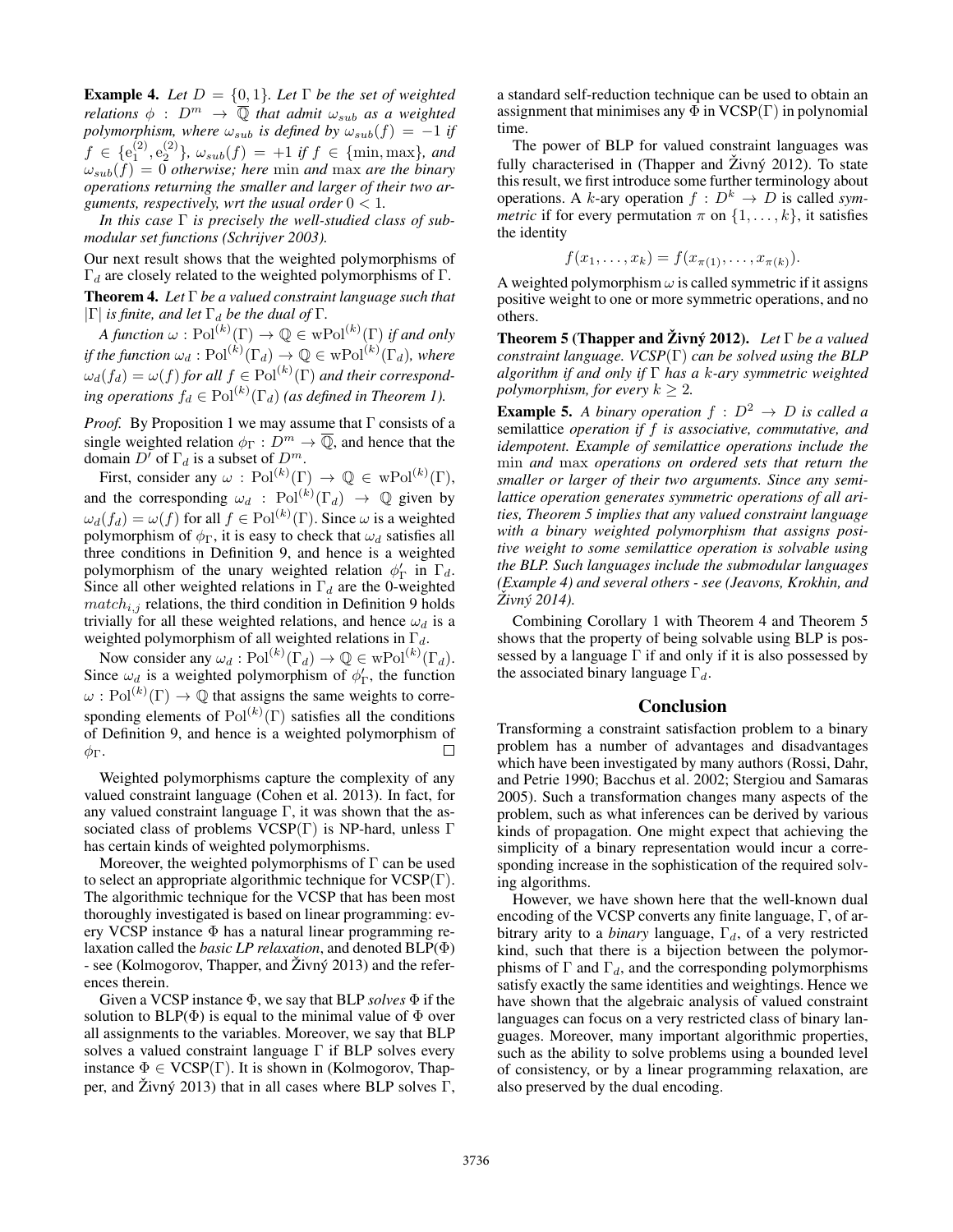**Example 4.** *Let $D = \{0, 1\}$. Let $\Gamma$ be the set of weighted relations $\phi : D^m \to \overline{\mathbb{Q}}$ that admit $\omega_{sub}$ as a weighted polymorphism, where $\omega_{sub}$ is defined by $\omega_{sub}(f) = -1$ if $f \in \{e_1^{(2)}, e_2^{(2)}\}$, $\omega_{sub}(f) = +1$ if $f \in \{\min, \max\}$, and $\omega_{sub}(f) = 0$ otherwise; here $\min$ and $\max$ are the binary operations returning the smaller and larger of their two arguments, respectively, wrt the usual order $0 < 1$.*

*In this case $\Gamma$ is precisely the well-studied class of submodular set functions (Schrijver 2003).*

Our next result shows that the weighted polymorphisms of $\Gamma_d$ are closely related to the weighted polymorphisms of $\Gamma$.

**Theorem 4.** *Let $\Gamma$ be a valued constraint language such that $|\Gamma|$ is finite, and let $\Gamma_d$ be the dual of $\Gamma$.*

*A function $\omega : \mathrm{Pol}^{(k)}(\Gamma) \to \mathbb{Q} \in \mathrm{wPol}^{(k)}(\Gamma)$ if and only if the function $\omega_d : \mathrm{Pol}^{(k)}(\Gamma_d) \to \mathbb{Q} \in \mathrm{wPol}^{(k)}(\Gamma_d)$, where $\omega_d(f_d) = \omega(f)$ for all $f \in \mathrm{Pol}^{(k)}(\Gamma)$ and their corresponding operations $f_d \in \mathrm{Pol}^{(k)}(\Gamma_d)$ (as defined in Theorem 1).*

*Proof.* By Proposition 1 we may assume that $\Gamma$ consists of a single weighted relation $\phi_\Gamma : D^m \to \overline{\mathbb{Q}}$, and hence that the domain $D'$ of $\Gamma_d$ is a subset of $D^m$.

First, consider any $\omega : \mathrm{Pol}^{(k)}(\Gamma) \to \mathbb{Q} \in \mathrm{wPol}^{(k)}(\Gamma)$, and the corresponding $\omega_d : \mathrm{Pol}^{(k)}(\Gamma_d) \to \mathbb{Q}$ given by $\omega_d(f_d) = \omega(f)$ for all $f \in \mathrm{Pol}^{(k)}(\Gamma)$. Since $\omega$ is a weighted polymorphism of $\phi_\Gamma$, it is easy to check that $\omega_d$ satisfies all three conditions in Definition 9, and hence is a weighted polymorphism of the unary weighted relation $\phi'_\Gamma$ in $\Gamma_d$. Since all other weighted relations in $\Gamma_d$ are the 0-weighted $match_{i,j}$ relations, the third condition in Definition 9 holds trivially for all these weighted relations, and hence $\omega_d$ is a weighted polymorphism of all weighted relations in $\Gamma_d$.

Now consider any $\omega_d : \mathrm{Pol}^{(k)}(\Gamma_d) \to \mathbb{Q} \in \mathrm{wPol}^{(k)}(\Gamma_d)$. Since $\omega_d$ is a weighted polymorphism of $\phi'_\Gamma$, the function $\omega : \mathrm{Pol}^{(k)}(\Gamma) \to \mathbb{Q}$ that assigns the same weights to corresponding elements of $\mathrm{Pol}^{(k)}(\Gamma)$ satisfies all the conditions of Definition 9, and hence is a weighted polymorphism of $\phi_\Gamma$. □

Weighted polymorphisms capture the complexity of any valued constraint language (Cohen et al. 2013). In fact, for any valued constraint language $\Gamma$, it was shown that the associated class of problems VCSP($\Gamma$) is NP-hard, unless $\Gamma$ has certain kinds of weighted polymorphisms.

Moreover, the weighted polymorphisms of $\Gamma$ can be used to select an appropriate algorithmic technique for VCSP($\Gamma$). The algorithmic technique for the VCSP that has been most thoroughly investigated is based on linear programming: every VCSP instance $\Phi$ has a natural linear programming relaxation called the *basic LP relaxation*, and denoted BLP($\Phi$) - see (Kolmogorov, Thapper, and Živný 2013) and the references therein.

Given a VCSP instance $\Phi$, we say that BLP *solves* $\Phi$ if the solution to BLP($\Phi$) is equal to the minimal value of $\Phi$ over all assignments to the variables. Moreover, we say that BLP solves a valued constraint language $\Gamma$ if BLP solves every instance $\Phi \in$ VCSP($\Gamma$). It is shown in (Kolmogorov, Thapper, and Živný 2013) that in all cases where BLP solves $\Gamma$, a standard self-reduction technique can be used to obtain an assignment that minimises any $\Phi$ in VCSP($\Gamma$) in polynomial time.

The power of BLP for valued constraint languages was fully characterised in (Thapper and Živný 2012). To state this result, we first introduce some further terminology about operations. A $k$-ary operation $f : D^k \to D$ is called *symmetric* if for every permutation $\pi$ on $\{1, \ldots, k\}$, it satisfies the identity

$$f(x_1, \ldots, x_k) = f(x_{\pi(1)}, \ldots, x_{\pi(k)}).$$

A weighted polymorphism $\omega$ is called symmetric if it assigns positive weight to one or more symmetric operations, and no others.

**Theorem 5 (Thapper and Živný 2012).** *Let $\Gamma$ be a valued constraint language. VCSP($\Gamma$) can be solved using the BLP algorithm if and only if $\Gamma$ has a $k$-ary symmetric weighted polymorphism, for every $k \geq 2$.*

**Example 5.** *A binary operation $f : D^2 \to D$ is called a* semilattice *operation if $f$ is associative, commutative, and idempotent. Example of semilattice operations include the $\min$ and $\max$ operations on ordered sets that return the smaller or larger of their two arguments. Since any semilattice operation generates symmetric operations of all arities, Theorem 5 implies that any valued constraint language with a binary weighted polymorphism that assigns positive weight to some semilattice operation is solvable using the BLP. Such languages include the submodular languages (Example 4) and several others - see (Jeavons, Krokhin, and Živný 2014).*

Combining Corollary 1 with Theorem 4 and Theorem 5 shows that the property of being solvable using BLP is possessed by a language $\Gamma$ if and only if it is also possessed by the associated binary language $\Gamma_d$.

## Conclusion

Transforming a constraint satisfaction problem to a binary problem has a number of advantages and disadvantages which have been investigated by many authors (Rossi, Dahr, and Petrie 1990; Bacchus et al. 2002; Stergiou and Samaras 2005). Such a transformation changes many aspects of the problem, such as what inferences can be derived by various kinds of propagation. One might expect that achieving the simplicity of a binary representation would incur a corresponding increase in the sophistication of the required solving algorithms.

However, we have shown here that the well-known dual encoding of the VCSP converts any finite language, $\Gamma$, of arbitrary arity to a *binary* language, $\Gamma_d$, of a very restricted kind, such that there is a bijection between the polymorphisms of $\Gamma$ and $\Gamma_d$, and the corresponding polymorphisms satisfy exactly the same identities and weightings. Hence we have shown that the algebraic analysis of valued constraint languages can focus on a very restricted class of binary languages. Moreover, many important algorithmic properties, such as the ability to solve problems using a bounded level of consistency, or by a linear programming relaxation, are also preserved by the dual encoding.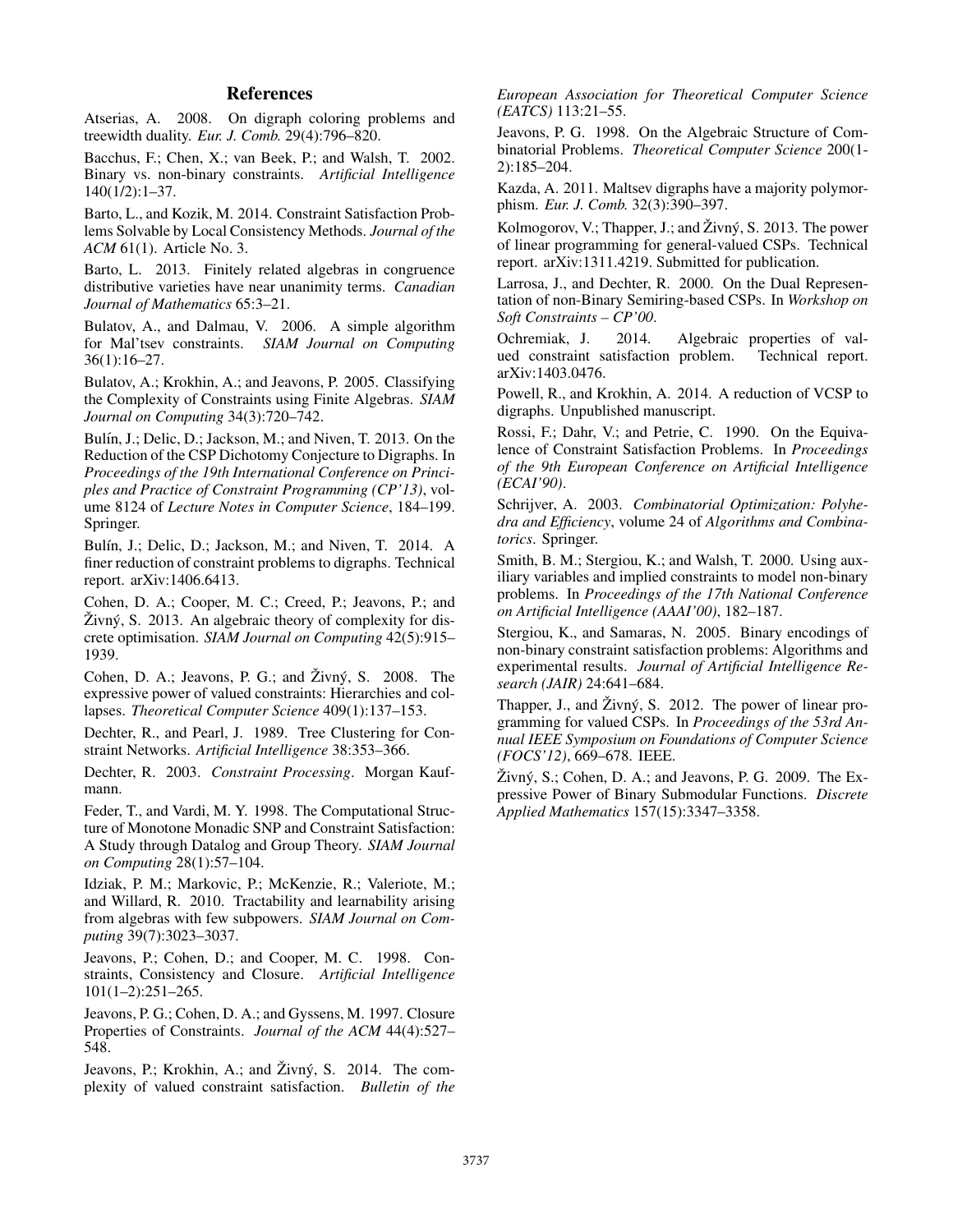## References

Atserias, A. 2008. On digraph coloring problems and treewidth duality. *Eur. J. Comb.* 29(4):796–820.

Bacchus, F.; Chen, X.; van Beek, P.; and Walsh, T. 2002. Binary vs. non-binary constraints. *Artificial Intelligence* 140(1/2):1–37.

Barto, L., and Kozik, M. 2014. Constraint Satisfaction Problems Solvable by Local Consistency Methods. *Journal of the ACM* 61(1). Article No. 3.

Barto, L. 2013. Finitely related algebras in congruence distributive varieties have near unanimity terms. *Canadian Journal of Mathematics* 65:3–21.

Bulatov, A., and Dalmau, V. 2006. A simple algorithm for Mal'tsev constraints. *SIAM Journal on Computing* 36(1):16–27.

Bulatov, A.; Krokhin, A.; and Jeavons, P. 2005. Classifying the Complexity of Constraints using Finite Algebras. *SIAM Journal on Computing* 34(3):720–742.

Bulín, J.; Delic, D.; Jackson, M.; and Niven, T. 2013. On the Reduction of the CSP Dichotomy Conjecture to Digraphs. In *Proceedings of the 19th International Conference on Principles and Practice of Constraint Programming (CP'13)*, volume 8124 of *Lecture Notes in Computer Science*, 184–199. Springer.

Bulín, J.; Delic, D.; Jackson, M.; and Niven, T. 2014. A finer reduction of constraint problems to digraphs. Technical report. arXiv:1406.6413.

Cohen, D. A.; Cooper, M. C.; Creed, P.; Jeavons, P.; and Živný, S. 2013. An algebraic theory of complexity for discrete optimisation. *SIAM Journal on Computing* 42(5):915–1939.

Cohen, D. A.; Jeavons, P. G.; and Živný, S. 2008. The expressive power of valued constraints: Hierarchies and collapses. *Theoretical Computer Science* 409(1):137–153.

Dechter, R., and Pearl, J. 1989. Tree Clustering for Constraint Networks. *Artificial Intelligence* 38:353–366.

Dechter, R. 2003. *Constraint Processing*. Morgan Kaufmann.

Feder, T., and Vardi, M. Y. 1998. The Computational Structure of Monotone Monadic SNP and Constraint Satisfaction: A Study through Datalog and Group Theory. *SIAM Journal on Computing* 28(1):57–104.

Idziak, P. M.; Markovic, P.; McKenzie, R.; Valeriote, M.; and Willard, R. 2010. Tractability and learnability arising from algebras with few subpowers. *SIAM Journal on Computing* 39(7):3023–3037.

Jeavons, P.; Cohen, D.; and Cooper, M. C. 1998. Constraints, Consistency and Closure. *Artificial Intelligence* 101(1–2):251–265.

Jeavons, P. G.; Cohen, D. A.; and Gyssens, M. 1997. Closure Properties of Constraints. *Journal of the ACM* 44(4):527–548.

Jeavons, P.; Krokhin, A.; and Živný, S. 2014. The complexity of valued constraint satisfaction. *Bulletin of the European Association for Theoretical Computer Science (EATCS)* 113:21–55.

Jeavons, P. G. 1998. On the Algebraic Structure of Combinatorial Problems. *Theoretical Computer Science* 200(1-2):185–204.

Kazda, A. 2011. Maltsev digraphs have a majority polymorphism. *Eur. J. Comb.* 32(3):390–397.

Kolmogorov, V.; Thapper, J.; and Živný, S. 2013. The power of linear programming for general-valued CSPs. Technical report. arXiv:1311.4219. Submitted for publication.

Larrosa, J., and Dechter, R. 2000. On the Dual Representation of non-Binary Semiring-based CSPs. In *Workshop on Soft Constraints – CP'00*.

Ochremiak, J. 2014. Algebraic properties of valued constraint satisfaction problem. Technical report. arXiv:1403.0476.

Powell, R., and Krokhin, A. 2014. A reduction of VCSP to digraphs. Unpublished manuscript.

Rossi, F.; Dahr, V.; and Petrie, C. 1990. On the Equivalence of Constraint Satisfaction Problems. In *Proceedings of the 9th European Conference on Artificial Intelligence (ECAI'90)*.

Schrijver, A. 2003. *Combinatorial Optimization: Polyhedra and Efficiency*, volume 24 of *Algorithms and Combinatorics*. Springer.

Smith, B. M.; Stergiou, K.; and Walsh, T. 2000. Using auxiliary variables and implied constraints to model non-binary problems. In *Proceedings of the 17th National Conference on Artificial Intelligence (AAAI'00)*, 182–187.

Stergiou, K., and Samaras, N. 2005. Binary encodings of non-binary constraint satisfaction problems: Algorithms and experimental results. *Journal of Artificial Intelligence Research (JAIR)* 24:641–684.

Thapper, J., and Živný, S. 2012. The power of linear programming for valued CSPs. In *Proceedings of the 53rd Annual IEEE Symposium on Foundations of Computer Science (FOCS'12)*, 669–678. IEEE.

Živný, S.; Cohen, D. A.; and Jeavons, P. G. 2009. The Expressive Power of Binary Submodular Functions. *Discrete Applied Mathematics* 157(15):3347–3358.